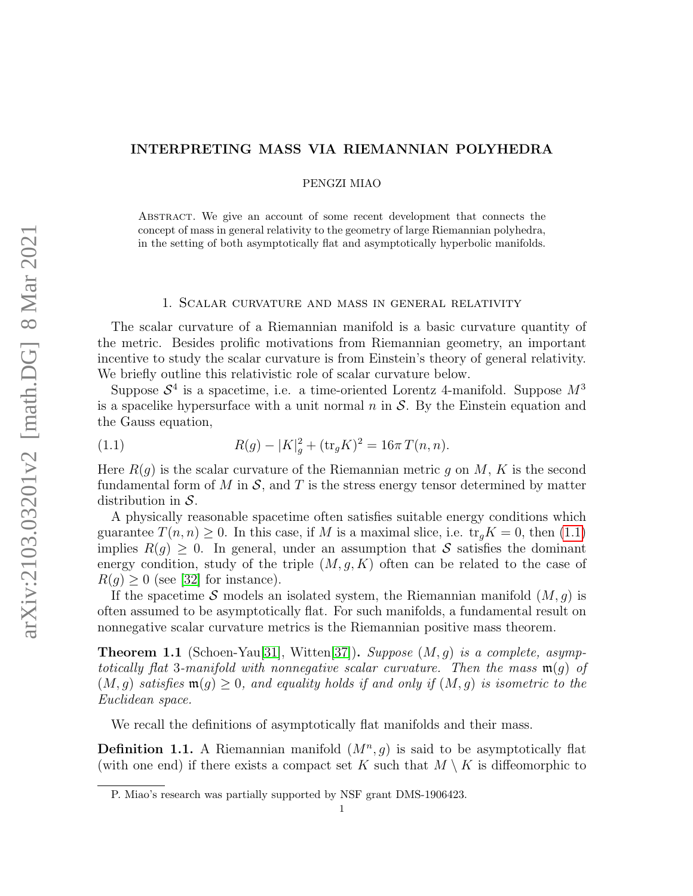# INTERPRETING MASS VIA RIEMANNIAN POLYHEDRA

PENGZI MIAO

Abstract. We give an account of some recent development that connects the concept of mass in general relativity to the geometry of large Riemannian polyhedra, in the setting of both asymptotically flat and asymptotically hyperbolic manifolds.

## 1. Scalar curvature and mass in general relativity

The scalar curvature of a Riemannian manifold is a basic curvature quantity of the metric. Besides prolific motivations from Riemannian geometry, an important incentive to study the scalar curvature is from Einstein's theory of general relativity. We briefly outline this relativistic role of scalar curvature below.

Suppose $\mathcal{S}^4$ is a spacetime, i.e. a time-oriented Lorentz 4-manifold. Suppose $M^3$ is a spacelike hypersurface with a unit normal $n$ in $\mathcal{S}$. By the Einstein equation and the Gauss equation,

$$R(g) - |K|_g^2 + (\mathrm{tr}_g K)^2 = 16\pi \, T(n,n). \tag{1.1}$$

Here $R(g)$ is the scalar curvature of the Riemannian metric $g$ on $M$, $K$ is the second fundamental form of $M$ in $\mathcal{S}$, and $T$ is the stress energy tensor determined by matter distribution in $\mathcal{S}$.

A physically reasonable spacetime often satisfies suitable energy conditions which guarantee $T(n,n) \geq 0$. In this case, if $M$ is a maximal slice, i.e. $\mathrm{tr}_g K = 0$, then (1.1) implies $R(g) \geq 0$. In general, under an assumption that $\mathcal{S}$ satisfies the dominant energy condition, study of the triple $(M, g, K)$ often can be related to the case of $R(g) \geq 0$ (see [32] for instance).

If the spacetime $\mathcal{S}$ models an isolated system, the Riemannian manifold $(M, g)$ is often assumed to be asymptotically flat. For such manifolds, a fundamental result on nonnegative scalar curvature metrics is the Riemannian positive mass theorem.

**Theorem 1.1** (Schoen-Yau[31], Witten[37])**.** *Suppose $(M, g)$ is a complete, asymptotically flat 3-manifold with nonnegative scalar curvature. Then the mass $\mathfrak{m}(g)$ of $(M, g)$ satisfies $\mathfrak{m}(g) \geq 0$, and equality holds if and only if $(M, g)$ is isometric to the Euclidean space.*

We recall the definitions of asymptotically flat manifolds and their mass.

**Definition 1.1.** A Riemannian manifold $(M^n, g)$ is said to be asymptotically flat (with one end) if there exists a compact set $K$ such that $M \setminus K$ is diffeomorphic to

P. Miao's research was partially supported by NSF grant DMS-1906423.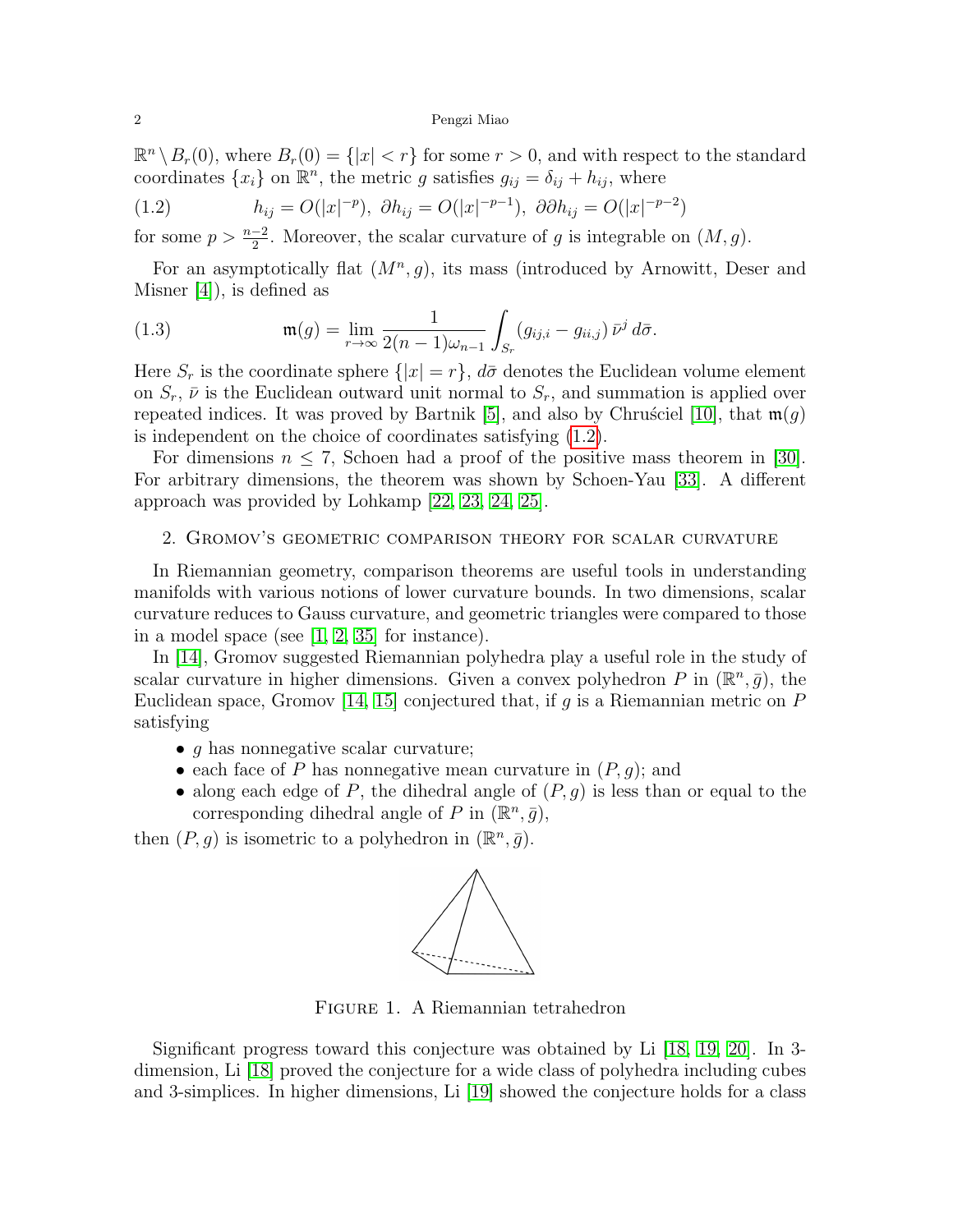$\mathbb{R}^n \setminus B_r(0)$, where $B_r(0) = \{|x| < r\}$ for some $r > 0$, and with respect to the standard coordinates $\{x_i\}$ on $\mathbb{R}^n$, the metric $g$ satisfies $g_{ij} = \delta_{ij} + h_{ij}$, where

$$h_{ij} = O(|x|^{-p}),\ \partial h_{ij} = O(|x|^{-p-1}),\ \partial\partial h_{ij} = O(|x|^{-p-2}) \tag{1.2}$$

for some $p > \frac{n-2}{2}$. Moreover, the scalar curvature of $g$ is integrable on $(M, g)$.

For an asymptotically flat $(M^n, g)$, its mass (introduced by Arnowitt, Deser and Misner [4]), is defined as

$$\mathfrak{m}(g) = \lim_{r\to\infty} \frac{1}{2(n-1)\omega_{n-1}} \int_{S_r} (g_{ij,i} - g_{ii,j})\, \bar{\nu}^j \, d\bar{\sigma}. \tag{1.3}$$

Here $S_r$ is the coordinate sphere $\{|x| = r\}$, $d\bar{\sigma}$ denotes the Euclidean volume element on $S_r$, $\bar{\nu}$ is the Euclidean outward unit normal to $S_r$, and summation is applied over repeated indices. It was proved by Bartnik [5], and also by Chruściel [10], that $\mathfrak{m}(g)$ is independent on the choice of coordinates satisfying (1.2).

For dimensions $n \le 7$, Schoen had a proof of the positive mass theorem in [30]. For arbitrary dimensions, the theorem was shown by Schoen-Yau [33]. A different approach was provided by Lohkamp [22, 23, 24, 25].

## 2. Gromov's geometric comparison theory for scalar curvature

In Riemannian geometry, comparison theorems are useful tools in understanding manifolds with various notions of lower curvature bounds. In two dimensions, scalar curvature reduces to Gauss curvature, and geometric triangles were compared to those in a model space (see [1, 2, 35] for instance).

In [14], Gromov suggested Riemannian polyhedra play a useful role in the study of scalar curvature in higher dimensions. Given a convex polyhedron $P$ in $(\mathbb{R}^n, \bar{g})$, the Euclidean space, Gromov [14, 15] conjectured that, if $g$ is a Riemannian metric on $P$ satisfying

- $g$ has nonnegative scalar curvature;
- each face of $P$ has nonnegative mean curvature in $(P, g)$; and
- along each edge of $P$, the dihedral angle of $(P, g)$ is less than or equal to the corresponding dihedral angle of $P$ in $(\mathbb{R}^n, \bar{g})$,

then $(P, g)$ is isometric to a polyhedron in $(\mathbb{R}^n, \bar{g})$.

Figure 1. A Riemannian tetrahedron

Significant progress toward this conjecture was obtained by Li [18, 19, 20]. In 3-dimension, Li [18] proved the conjecture for a wide class of polyhedra including cubes and 3-simplices. In higher dimensions, Li [19] showed the conjecture holds for a class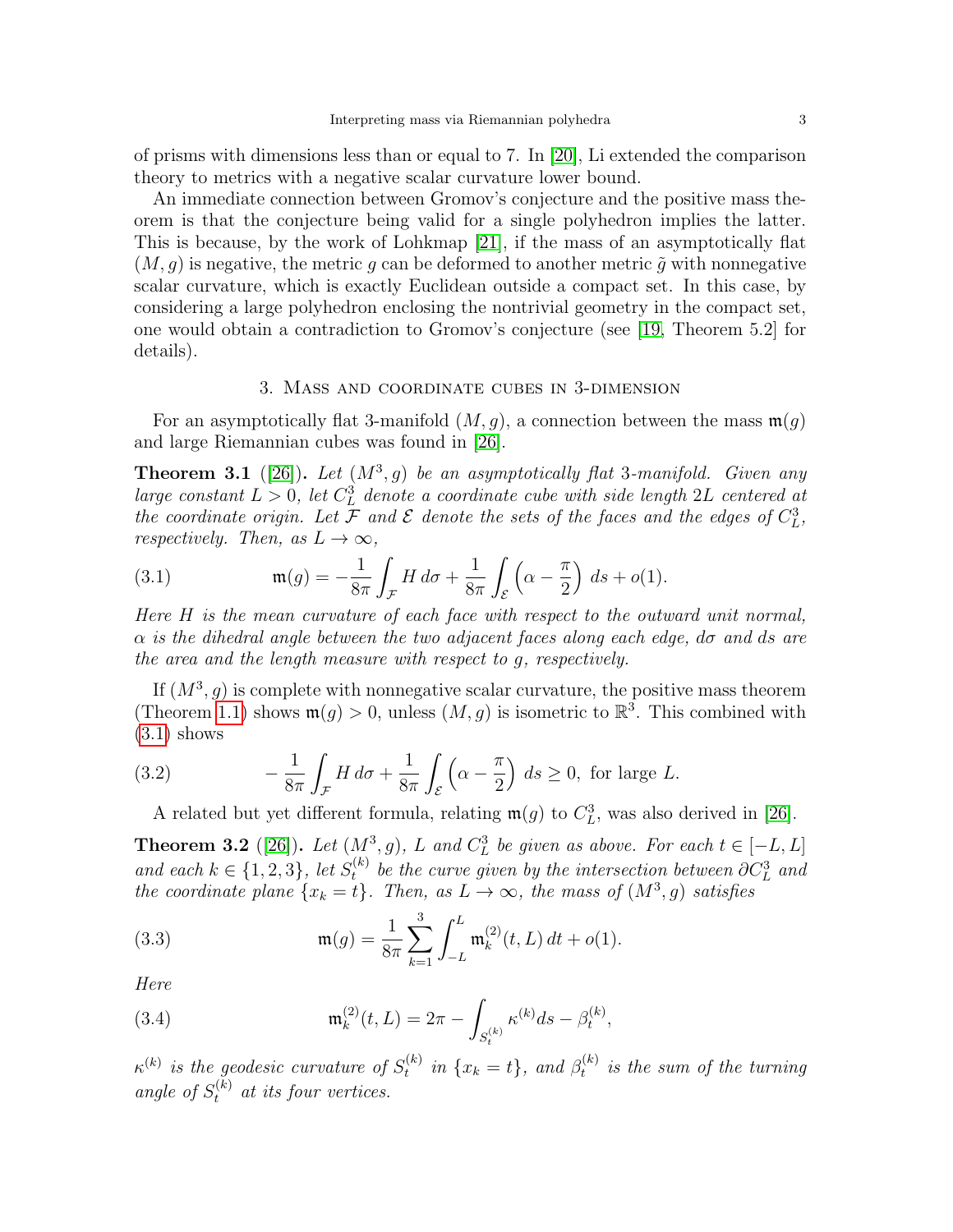of prisms with dimensions less than or equal to 7. In [20], Li extended the comparison theory to metrics with a negative scalar curvature lower bound.

An immediate connection between Gromov's conjecture and the positive mass theorem is that the conjecture being valid for a single polyhedron implies the latter. This is because, by the work of Lohkmap [21], if the mass of an asymptotically flat $(M, g)$ is negative, the metric $g$ can be deformed to another metric $\tilde{g}$ with nonnegative scalar curvature, which is exactly Euclidean outside a compact set. In this case, by considering a large polyhedron enclosing the nontrivial geometry in the compact set, one would obtain a contradiction to Gromov's conjecture (see [19, Theorem 5.2] for details).

## 3. Mass and coordinate cubes in 3-dimension

For an asymptotically flat 3-manifold $(M, g)$, a connection between the mass $\mathfrak{m}(g)$ and large Riemannian cubes was found in [26].

**Theorem 3.1** ([26]). *Let $(M^3, g)$ be an asymptotically flat 3-manifold. Given any large constant $L > 0$, let $C^3_L$ denote a coordinate cube with side length $2L$ centered at the coordinate origin. Let $\mathcal{F}$ and $\mathcal{E}$ denote the sets of the faces and the edges of $C^3_L$, respectively. Then, as $L \to \infty$,*

$$\mathfrak{m}(g) = -\frac{1}{8\pi} \int_{\mathcal{F}} H \, d\sigma + \frac{1}{8\pi} \int_{\mathcal{E}} \left( \alpha - \frac{\pi}{2} \right) \, ds + o(1). \tag{3.1}$$

*Here $H$ is the mean curvature of each face with respect to the outward unit normal, $\alpha$ is the dihedral angle between the two adjacent faces along each edge, $d\sigma$ and $ds$ are the area and the length measure with respect to $g$, respectively.*

If $(M^3, g)$ is complete with nonnegative scalar curvature, the positive mass theorem (Theorem 1.1) shows $\mathfrak{m}(g) > 0$, unless $(M, g)$ is isometric to $\mathbb{R}^3$. This combined with (3.1) shows

$$-\frac{1}{8\pi} \int_{\mathcal{F}} H \, d\sigma + \frac{1}{8\pi} \int_{\mathcal{E}} \left( \alpha - \frac{\pi}{2} \right) \, ds \geq 0, \text{ for large } L. \tag{3.2}$$

A related but yet different formula, relating $\mathfrak{m}(g)$ to $C^3_L$, was also derived in [26].

**Theorem 3.2** ([26]). *Let $(M^3, g)$, $L$ and $C^3_L$ be given as above. For each $t \in [-L, L]$ and each $k \in \{1, 2, 3\}$, let $S^{(k)}_t$ be the curve given by the intersection between $\partial C^3_L$ and the coordinate plane $\{x_k = t\}$. Then, as $L \to \infty$, the mass of $(M^3, g)$ satisfies*

$$\mathfrak{m}(g) = \frac{1}{8\pi} \sum_{k=1}^{3} \int_{-L}^{L} \mathfrak{m}^{(2)}_k(t, L) \, dt + o(1). \tag{3.3}$$

*Here*

$$\mathfrak{m}^{(2)}_k(t, L) = 2\pi - \int_{S^{(k)}_t} \kappa^{(k)} ds - \beta^{(k)}_t, \tag{3.4}$$

*$\kappa^{(k)}$ is the geodesic curvature of $S^{(k)}_t$ in $\{x_k = t\}$, and $\beta^{(k)}_t$ is the sum of the turning angle of $S^{(k)}_t$ at its four vertices.*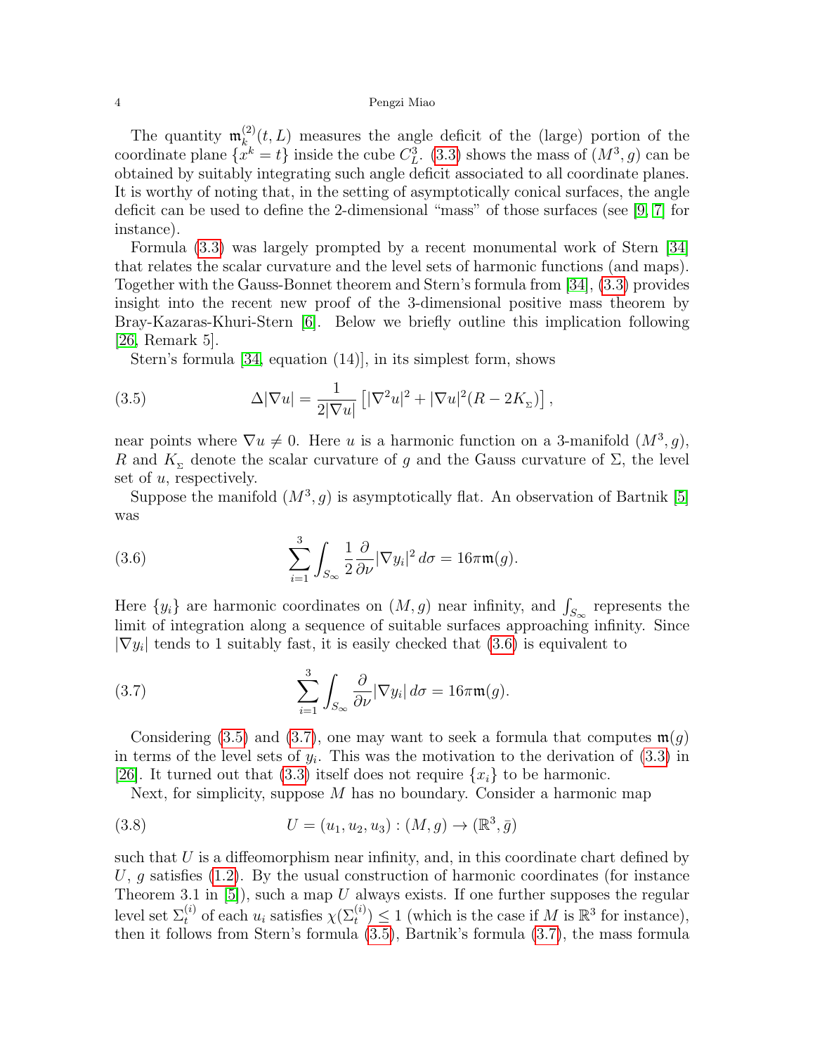The quantity $\mathfrak{m}_k^{(2)}(t,L)$ measures the angle deficit of the (large) portion of the coordinate plane $\{x^k = t\}$ inside the cube $C^3_L$. (3.3) shows the mass of $(M^3, g)$ can be obtained by suitably integrating such angle deficit associated to all coordinate planes. It is worthy of noting that, in the setting of asymptotically conical surfaces, the angle deficit can be used to define the 2-dimensional "mass" of those surfaces (see [9, 7] for instance).

Formula (3.3) was largely prompted by a recent monumental work of Stern [34] that relates the scalar curvature and the level sets of harmonic functions (and maps). Together with the Gauss-Bonnet theorem and Stern's formula from [34], (3.3) provides insight into the recent new proof of the 3-dimensional positive mass theorem by Bray-Kazaras-Khuri-Stern [6]. Below we briefly outline this implication following [26, Remark 5].

Stern's formula [34, equation (14)], in its simplest form, shows

$$
\Delta |\nabla u| = \frac{1}{2|\nabla u|}\left[ |\nabla^2 u|^2 + |\nabla u|^2 (R - 2K_{\Sigma}) \right], \tag{3.5}
$$

near points where $\nabla u \neq 0$. Here $u$ is a harmonic function on a 3-manifold $(M^3, g)$, $R$ and $K_{\Sigma}$ denote the scalar curvature of $g$ and the Gauss curvature of $\Sigma$, the level set of $u$, respectively.

Suppose the manifold $(M^3, g)$ is asymptotically flat. An observation of Bartnik [5] was

$$
\sum_{i=1}^{3} \int_{S_\infty} \frac{1}{2} \frac{\partial}{\partial \nu} |\nabla y_i|^2 \, d\sigma = 16\pi \mathfrak{m}(g). \tag{3.6}
$$

Here $\{y_i\}$ are harmonic coordinates on $(M, g)$ near infinity, and $\int_{S_\infty}$ represents the limit of integration along a sequence of suitable surfaces approaching infinity. Since $|\nabla y_i|$ tends to 1 suitably fast, it is easily checked that (3.6) is equivalent to

$$
\sum_{i=1}^{3} \int_{S_\infty} \frac{\partial}{\partial \nu} |\nabla y_i| \, d\sigma = 16\pi \mathfrak{m}(g). \tag{3.7}
$$

Considering (3.5) and (3.7), one may want to seek a formula that computes $\mathfrak{m}(g)$ in terms of the level sets of $y_i$. This was the motivation to the derivation of (3.3) in [26]. It turned out that (3.3) itself does not require $\{x_i\}$ to be harmonic.

Next, for simplicity, suppose $M$ has no boundary. Consider a harmonic map

$$
U = (u_1, u_2, u_3) : (M, g) \to (\mathbb{R}^3, \bar{g}) \tag{3.8}
$$

such that $U$ is a diffeomorphism near infinity, and, in this coordinate chart defined by $U$, $g$ satisfies (1.2). By the usual construction of harmonic coordinates (for instance Theorem 3.1 in [5]), such a map $U$ always exists. If one further supposes the regular level set $\Sigma_t^{(i)}$ of each $u_i$ satisfies $\chi(\Sigma_t^{(i)}) \leq 1$ (which is the case if $M$ is $\mathbb{R}^3$ for instance), then it follows from Stern's formula (3.5), Bartnik's formula (3.7), the mass formula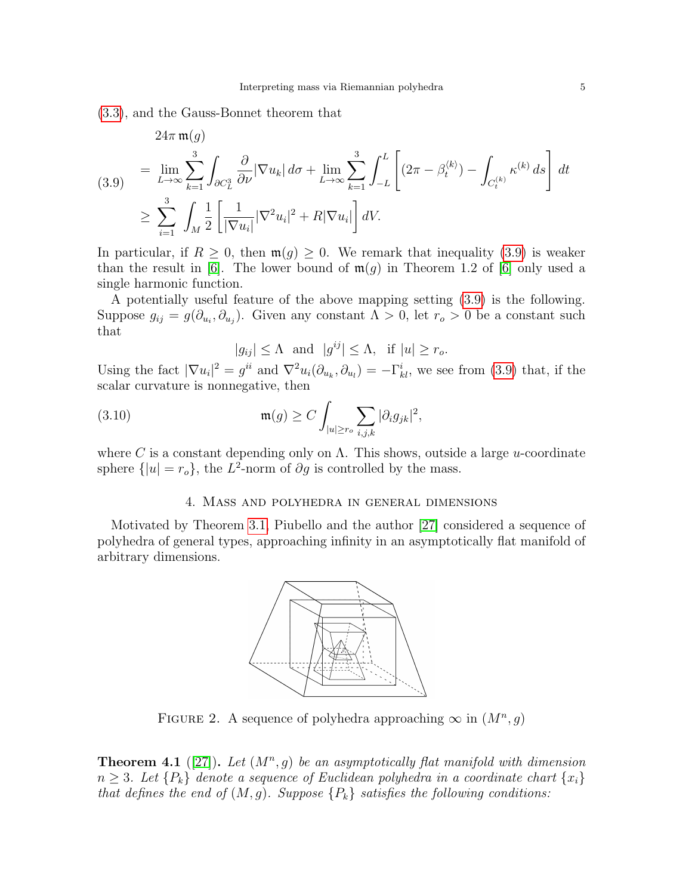(3.3), and the Gauss-Bonnet theorem that

$$
\begin{aligned}
& 24\pi \, \mathfrak{m}(g) \\
(3.9) \quad & = \lim_{L\to\infty} \sum_{k=1}^{3} \int_{\partial C_L^3} \frac{\partial}{\partial \nu} |\nabla u_k| \, d\sigma + \lim_{L\to\infty} \sum_{k=1}^{3} \int_{-L}^{L} \left[ (2\pi - \beta_t^{\langle k \rangle}) - \int_{C_t^{(k)}} \kappa^{(k)} \, ds \right] dt \\
& \geq \sum_{i=1}^{3} \int_M \frac{1}{2} \left[ \frac{1}{|\nabla u_i|} |\nabla^2 u_i|^2 + R |\nabla u_i| \right] dV.
\end{aligned}
$$

In particular, if $R \geq 0$, then $\mathfrak{m}(g) \geq 0$. We remark that inequality (3.9) is weaker than the result in [6]. The lower bound of $\mathfrak{m}(g)$ in Theorem 1.2 of [6] only used a single harmonic function.

A potentially useful feature of the above mapping setting (3.9) is the following. Suppose $g_{ij} = g(\partial_{u_i}, \partial_{u_j})$. Given any constant $\Lambda > 0$, let $r_o > 0$ be a constant such that

$$
|g_{ij}| \leq \Lambda \ \text{ and } \ |g^{ij}| \leq \Lambda, \ \text{ if } |u| \geq r_o.
$$

Using the fact $|\nabla u_i|^2 = g^{ii}$ and $\nabla^2 u_i(\partial_{u_k}, \partial_{u_l}) = -\Gamma^i_{kl}$, we see from (3.9) that, if the scalar curvature is nonnegative, then

$$
\mathfrak{m}(g) \geq C \int_{|u|\geq r_o} \sum_{i,j,k} |\partial_i g_{jk}|^2, \tag{3.10}
$$

where $C$ is a constant depending only on $\Lambda$. This shows, outside a large $u$-coordinate sphere $\{|u| = r_o\}$, the $L^2$-norm of $\partial g$ is controlled by the mass.

## 4. Mass and polyhedra in general dimensions

Motivated by Theorem 3.1, Piubello and the author [27] considered a sequence of polyhedra of general types, approaching infinity in an asymptotically flat manifold of arbitrary dimensions.

Figure 2. A sequence of polyhedra approaching $\infty$ in $(M^n, g)$

**Theorem 4.1** ([27]). *Let $(M^n, g)$ be an asymptotically flat manifold with dimension $n \geq 3$. Let $\{P_k\}$ denote a sequence of Euclidean polyhedra in a coordinate chart $\{x_i\}$ that defines the end of $(M, g)$. Suppose $\{P_k\}$ satisfies the following conditions:*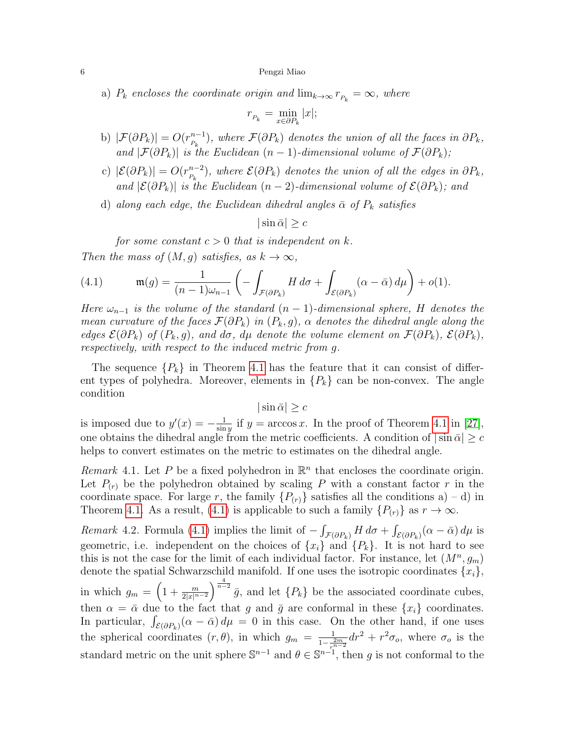a) *$P_k$ encloses the coordinate origin and* $\lim_{k\to\infty} r_{_{P_k}} = \infty$*, where*

$$r_{_{P_k}} = \min_{x\in\partial P_k} |x|;$$

b) $|\mathcal{F}(\partial P_k)| = O(r_{_{P_k}}^{n-1})$*, where $\mathcal{F}(\partial P_k)$ denotes the union of all the faces in $\partial P_k$, and $|\mathcal{F}(\partial P_k)|$ is the Euclidean $(n-1)$-dimensional volume of $\mathcal{F}(\partial P_k)$;*

c) $|\mathcal{E}(\partial P_k)| = O(r_{_{P_k}}^{n-2})$*, where $\mathcal{E}(\partial P_k)$ denotes the union of all the edges in $\partial P_k$, and $|\mathcal{E}(\partial P_k)|$ is the Euclidean $(n-2)$-dimensional volume of $\mathcal{E}(\partial P_k)$; and*

d) *along each edge, the Euclidean dihedral angles $\bar\alpha$ of $P_k$ satisfies*

$$|\sin\bar\alpha| \geq c$$

*for some constant $c > 0$ that is independent on $k$.*

*Then the mass of $(M, g)$ satisfies, as $k\to\infty$,*

$$\mathfrak{m}(g) = \frac{1}{(n-1)\omega_{n-1}}\left(-\int_{\mathcal{F}(\partial P_k)} H\, d\sigma + \int_{\mathcal{E}(\partial P_k)} (\alpha - \bar\alpha)\, d\mu\right) + o(1). \tag{4.1}$$

*Here $\omega_{n-1}$ is the volume of the standard $(n-1)$-dimensional sphere, $H$ denotes the mean curvature of the faces $\mathcal{F}(\partial P_k)$ in $(P_k, g)$, $\alpha$ denotes the dihedral angle along the edges $\mathcal{E}(\partial P_k)$ of $(P_k, g)$, and $d\sigma$, $d\mu$ denote the volume element on $\mathcal{F}(\partial P_k)$, $\mathcal{E}(\partial P_k)$, respectively, with respect to the induced metric from $g$.*

The sequence $\{P_k\}$ in Theorem 4.1 has the feature that it can consist of different types of polyhedra. Moreover, elements in $\{P_k\}$ can be non-convex. The angle condition

$$|\sin\bar\alpha| \geq c$$

is imposed due to $y'(x) = -\frac{1}{\sin y}$ if $y = \arccos x$. In the proof of Theorem 4.1 in [27], one obtains the dihedral angle from the metric coefficients. A condition of $|\sin\bar\alpha| \geq c$ helps to convert estimates on the metric to estimates on the dihedral angle.

*Remark* 4.1. Let $P$ be a fixed polyhedron in $\mathbb{R}^n$ that encloses the coordinate origin. Let $P_{(r)}$ be the polyhedron obtained by scaling $P$ with a constant factor $r$ in the coordinate space. For large $r$, the family $\{P_{(r)}\}$ satisfies all the conditions a) – d) in Theorem 4.1. As a result, (4.1) is applicable to such a family $\{P_{(r)}\}$ as $r\to\infty$.

*Remark* 4.2. Formula (4.1) implies the limit of $-\int_{\mathcal{F}(\partial P_k)} H\, d\sigma + \int_{\mathcal{E}(\partial P_k)}(\alpha-\bar\alpha)\, d\mu$ is geometric, i.e. independent on the choices of $\{x_i\}$ and $\{P_k\}$. It is not hard to see this is not the case for the limit of each individual factor. For instance, let $(M^n, g_m)$ denote the spatial Schwarzschild manifold. If one uses the isotropic coordinates $\{x_i\}$, in which $g_m = \left(1 + \frac{m}{2|x|^{n-2}}\right)^{\frac{4}{n-2}}\bar g$, and let $\{P_k\}$ be the associated coordinate cubes, then $\alpha = \bar\alpha$ due to the fact that $g$ and $\bar g$ are conformal in these $\{x_i\}$ coordinates. In particular, $\int_{\mathcal{E}(\partial P_k)}(\alpha-\bar\alpha)\, d\mu = 0$ in this case. On the other hand, if one uses the spherical coordinates $(r,\theta)$, in which $g_m = \frac{1}{1-\frac{2m}{r^{n-2}}}dr^2 + r^2\sigma_o$, where $\sigma_o$ is the standard metric on the unit sphere $\mathbb{S}^{n-1}$ and $\theta\in\mathbb{S}^{n-1}$, then $g$ is not conformal to the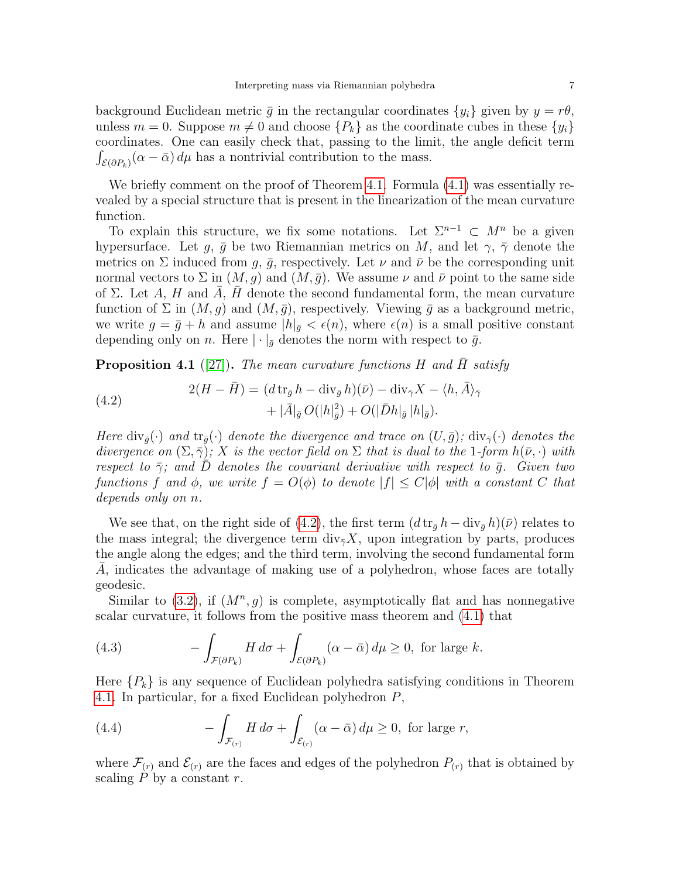background Euclidean metric $\bar{g}$ in the rectangular coordinates $\{y_i\}$ given by $y = r\theta$, unless $m = 0$. Suppose $m \neq 0$ and choose $\{P_k\}$ as the coordinate cubes in these $\{y_i\}$ coordinates. One can easily check that, passing to the limit, the angle deficit term $\int_{\mathcal{E}(\partial P_k)} (\alpha - \bar{\alpha})\, d\mu$ has a nontrivial contribution to the mass.

We briefly comment on the proof of Theorem 4.1. Formula (4.1) was essentially revealed by a special structure that is present in the linearization of the mean curvature function.

To explain this structure, we fix some notations. Let $\Sigma^{n-1} \subset M^n$ be a given hypersurface. Let $g$, $\bar{g}$ be two Riemannian metrics on $M$, and let $\gamma$, $\bar{\gamma}$ denote the metrics on $\Sigma$ induced from $g$, $\bar{g}$, respectively. Let $\nu$ and $\bar{\nu}$ be the corresponding unit normal vectors to $\Sigma$ in $(M, g)$ and $(M, \bar{g})$. We assume $\nu$ and $\bar{\nu}$ point to the same side of $\Sigma$. Let $A$, $H$ and $\bar{A}$, $\bar{H}$ denote the second fundamental form, the mean curvature function of $\Sigma$ in $(M, g)$ and $(M, \bar{g})$, respectively. Viewing $\bar{g}$ as a background metric, we write $g = \bar{g} + h$ and assume $|h|_{\bar{g}} < \epsilon(n)$, where $\epsilon(n)$ is a small positive constant depending only on $n$. Here $|\cdot|_{\bar{g}}$ denotes the norm with respect to $\bar{g}$.

**Proposition 4.1** ([27]). *The mean curvature functions $H$ and $\bar{H}$ satisfy*

$$
\begin{aligned}
2(H - \bar{H}) = {} & (d \operatorname{tr}_{\bar{g}} h - \operatorname{div}_{\bar{g}} h)(\bar{\nu}) - \operatorname{div}_{\bar{\gamma}} X - \langle h, \bar{A} \rangle_{\bar{\gamma}} \\
& + |\bar{A}|_{\bar{g}}\, O(|h|_{\bar{g}}^2) + O(|\bar{D} h|_{\bar{g}}\, |h|_{\bar{g}}).
\end{aligned} \tag{4.2}
$$

*Here $\operatorname{div}_{\bar{g}}(\cdot)$ and $\operatorname{tr}_{\bar{g}}(\cdot)$ denote the divergence and trace on $(U, \bar{g})$; $\operatorname{div}_{\bar{\gamma}}(\cdot)$ denotes the divergence on $(\Sigma, \bar{\gamma})$; $X$ is the vector field on $\Sigma$ that is dual to the 1-form $h(\bar{\nu}, \cdot)$ with respect to $\bar{\gamma}$; and $\bar{D}$ denotes the covariant derivative with respect to $\bar{g}$. Given two functions $f$ and $\phi$, we write $f = O(\phi)$ to denote $|f| \leq C|\phi|$ with a constant $C$ that depends only on $n$.*

We see that, on the right side of (4.2), the first term $(d \operatorname{tr}_{\bar{g}} h - \operatorname{div}_{\bar{g}} h)(\bar{\nu})$ relates to the mass integral; the divergence term $\operatorname{div}_{\bar{\gamma}} X$, upon integration by parts, produces the angle along the edges; and the third term, involving the second fundamental form $\bar{A}$, indicates the advantage of making use of a polyhedron, whose faces are totally geodesic.

Similar to (3.2), if $(M^n, g)$ is complete, asymptotically flat and has nonnegative scalar curvature, it follows from the positive mass theorem and (4.1) that

$$
- \int_{\mathcal{F}(\partial P_k)} H \, d\sigma + \int_{\mathcal{E}(\partial P_k)} (\alpha - \bar{\alpha})\, d\mu \geq 0, \text{ for large } k. \tag{4.3}
$$

Here $\{P_k\}$ is any sequence of Euclidean polyhedra satisfying conditions in Theorem 4.1. In particular, for a fixed Euclidean polyhedron $P$,

$$
- \int_{\mathcal{F}_{(r)}} H \, d\sigma + \int_{\mathcal{E}_{(r)}} (\alpha - \bar{\alpha})\, d\mu \geq 0, \text{ for large } r, \tag{4.4}
$$

where $\mathcal{F}_{(r)}$ and $\mathcal{E}_{(r)}$ are the faces and edges of the polyhedron $P_{(r)}$ that is obtained by scaling $P$ by a constant $r$.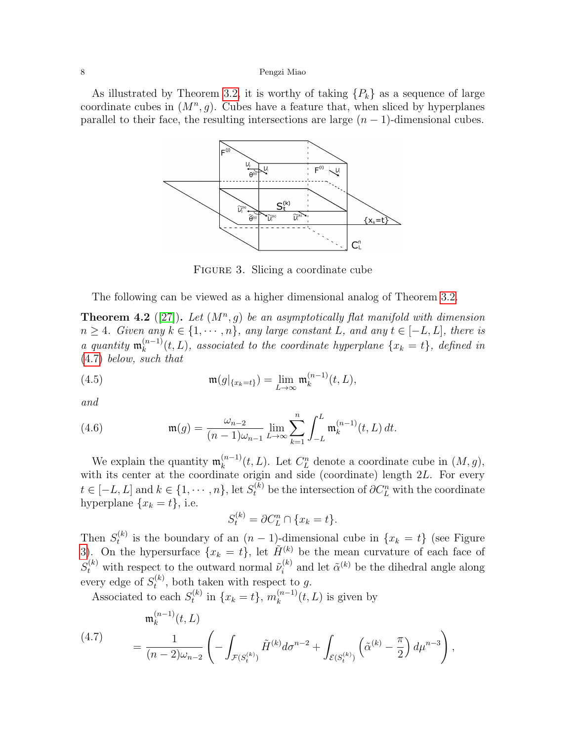As illustrated by Theorem 3.2, it is worthy of taking $\{P_k\}$ as a sequence of large coordinate cubes in $(M^n, g)$. Cubes have a feature that, when sliced by hyperplanes parallel to their face, the resulting intersections are large $(n-1)$-dimensional cubes.

FIGURE 3. Slicing a coordinate cube

The following can be viewed as a higher dimensional analog of Theorem 3.2.

**Theorem 4.2** ([27]). *Let $(M^n, g)$ be an asymptotically flat manifold with dimension $n \geq 4$. Given any $k \in \{1, \cdots, n\}$, any large constant $L$, and any $t \in [-L, L]$, there is a quantity $\mathfrak{m}_k^{(n-1)}(t, L)$, associated to the coordinate hyperplane $\{x_k = t\}$, defined in (4.7) below, such that*

$$\mathfrak{m}(g|_{\{x_k=t\}}) = \lim_{L\to\infty} \mathfrak{m}_k^{(n-1)}(t, L), \tag{4.5}$$

*and*

$$\mathfrak{m}(g) = \frac{\omega_{n-2}}{(n-1)\omega_{n-1}} \lim_{L\to\infty} \sum_{k=1}^{n} \int_{-L}^{L} \mathfrak{m}_k^{(n-1)}(t, L)\, dt. \tag{4.6}$$

We explain the quantity $\mathfrak{m}_k^{(n-1)}(t, L)$. Let $C_L^n$ denote a coordinate cube in $(M, g)$, with its center at the coordinate origin and side (coordinate) length $2L$. For every $t \in [-L, L]$ and $k \in \{1, \cdots, n\}$, let $S_t^{(k)}$ be the intersection of $\partial C_L^n$ with the coordinate hyperplane $\{x_k = t\}$, i.e.

$$S_t^{(k)} = \partial C_L^n \cap \{x_k = t\}.$$

Then $S_t^{(k)}$ is the boundary of an $(n-1)$-dimensional cube in $\{x_k = t\}$ (see Figure 3). On the hypersurface $\{x_k = t\}$, let $\tilde{H}^{(k)}$ be the mean curvature of each face of $S_t^{(k)}$ with respect to the outward normal $\tilde{\nu}_i^{(k)}$ and let $\tilde{\alpha}^{(k)}$ be the dihedral angle along every edge of $S_t^{(k)}$, both taken with respect to $g$.

Associated to each $S_t^{(k)}$ in $\{x_k = t\}$, $m_k^{(n-1)}(t, L)$ is given by

$$\begin{aligned} &\mathfrak{m}_k^{(n-1)}(t, L) \\ &= \frac{1}{(n-2)\omega_{n-2}} \left( -\int_{\mathcal{F}(S_t^{(k)})} \tilde{H}^{(k)} d\sigma^{n-2} + \int_{\mathcal{E}(S_t^{(k)})} \left( \tilde{\alpha}^{(k)} - \frac{\pi}{2} \right) d\mu^{n-3} \right), \end{aligned} \tag{4.7}$$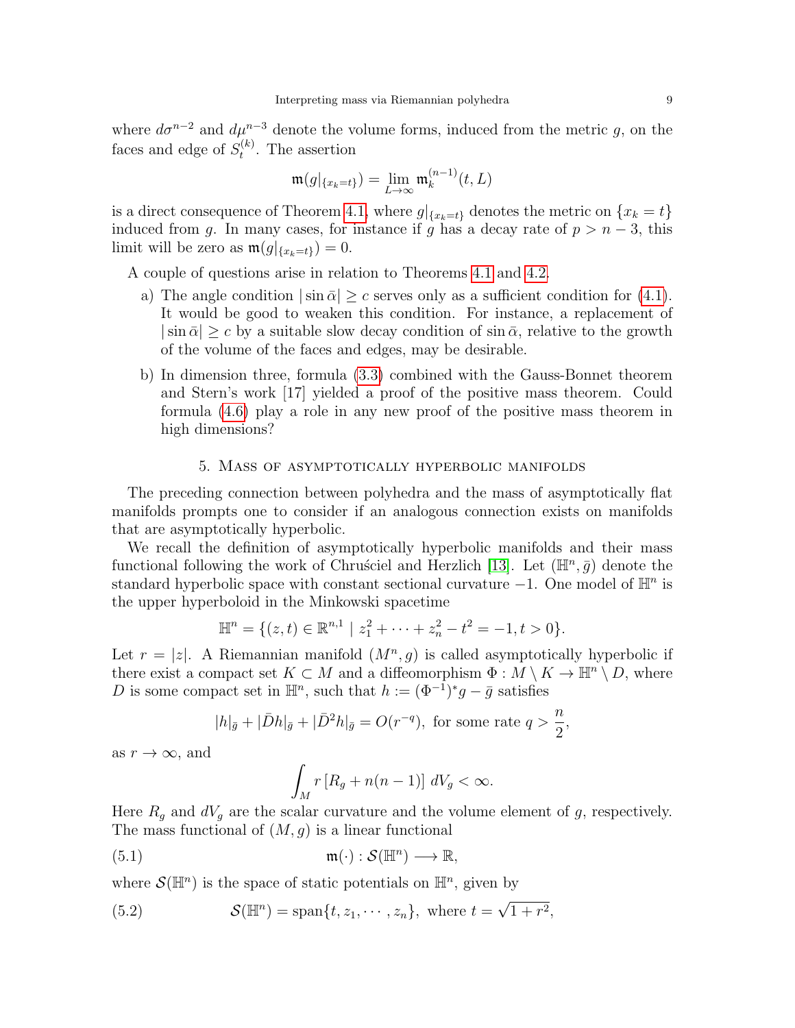where $d\sigma^{n-2}$ and $d\mu^{n-3}$ denote the volume forms, induced from the metric $g$, on the faces and edge of $S_t^{(k)}$. The assertion

$$\mathfrak{m}(g|_{\{x_k=t\}}) = \lim_{L\to\infty} \mathfrak{m}_k^{(n-1)}(t, L)$$

is a direct consequence of Theorem 4.1, where $g|_{\{x_k=t\}}$ denotes the metric on $\{x_k = t\}$ induced from $g$. In many cases, for instance if $g$ has a decay rate of $p > n-3$, this limit will be zero as $\mathfrak{m}(g|_{\{x_k=t\}}) = 0$.

A couple of questions arise in relation to Theorems 4.1 and 4.2.

a) The angle condition $|\sin\bar{\alpha}| \geq c$ serves only as a sufficient condition for (4.1). It would be good to weaken this condition. For instance, a replacement of $|\sin\bar{\alpha}| \geq c$ by a suitable slow decay condition of $\sin\bar{\alpha}$, relative to the growth of the volume of the faces and edges, may be desirable.

b) In dimension three, formula (3.3) combined with the Gauss-Bonnet theorem and Stern's work [17] yielded a proof of the positive mass theorem. Could formula (4.6) play a role in any new proof of the positive mass theorem in high dimensions?

## 5. Mass of asymptotically hyperbolic manifolds

The preceding connection between polyhedra and the mass of asymptotically flat manifolds prompts one to consider if an analogous connection exists on manifolds that are asymptotically hyperbolic.

We recall the definition of asymptotically hyperbolic manifolds and their mass functional following the work of Chruściel and Herzlich [13]. Let $(\mathbb{H}^n, \bar{g})$ denote the standard hyperbolic space with constant sectional curvature $-1$. One model of $\mathbb{H}^n$ is the upper hyperboloid in the Minkowski spacetime

$$\mathbb{H}^n = \{(z,t) \in \mathbb{R}^{n,1} \mid z_1^2 + \cdots + z_n^2 - t^2 = -1, t > 0\}.$$

Let $r = |z|$. A Riemannian manifold $(M^n, g)$ is called asymptotically hyperbolic if there exist a compact set $K \subset M$ and a diffeomorphism $\Phi : M \setminus K \to \mathbb{H}^n \setminus D$, where $D$ is some compact set in $\mathbb{H}^n$, such that $h := (\Phi^{-1})^* g - \bar{g}$ satisfies

$$|h|_{\bar{g}} + |\bar{D}h|_{\bar{g}} + |\bar{D}^2 h|_{\bar{g}} = O(r^{-q}), \text{ for some rate } q > \frac{n}{2},$$

as $r \to \infty$, and

$$\int_M r\,[R_g + n(n-1)]\, dV_g < \infty.$$

Here $R_g$ and $dV_g$ are the scalar curvature and the volume element of $g$, respectively. The mass functional of $(M, g)$ is a linear functional

$$\mathfrak{m}(\cdot) : \mathcal{S}(\mathbb{H}^n) \longrightarrow \mathbb{R}, \tag{5.1}$$

where $\mathcal{S}(\mathbb{H}^n)$ is the space of static potentials on $\mathbb{H}^n$, given by

$$\mathcal{S}(\mathbb{H}^n) = \operatorname{span}\{t, z_1, \cdots, z_n\}, \text{ where } t = \sqrt{1+r^2}, \tag{5.2}$$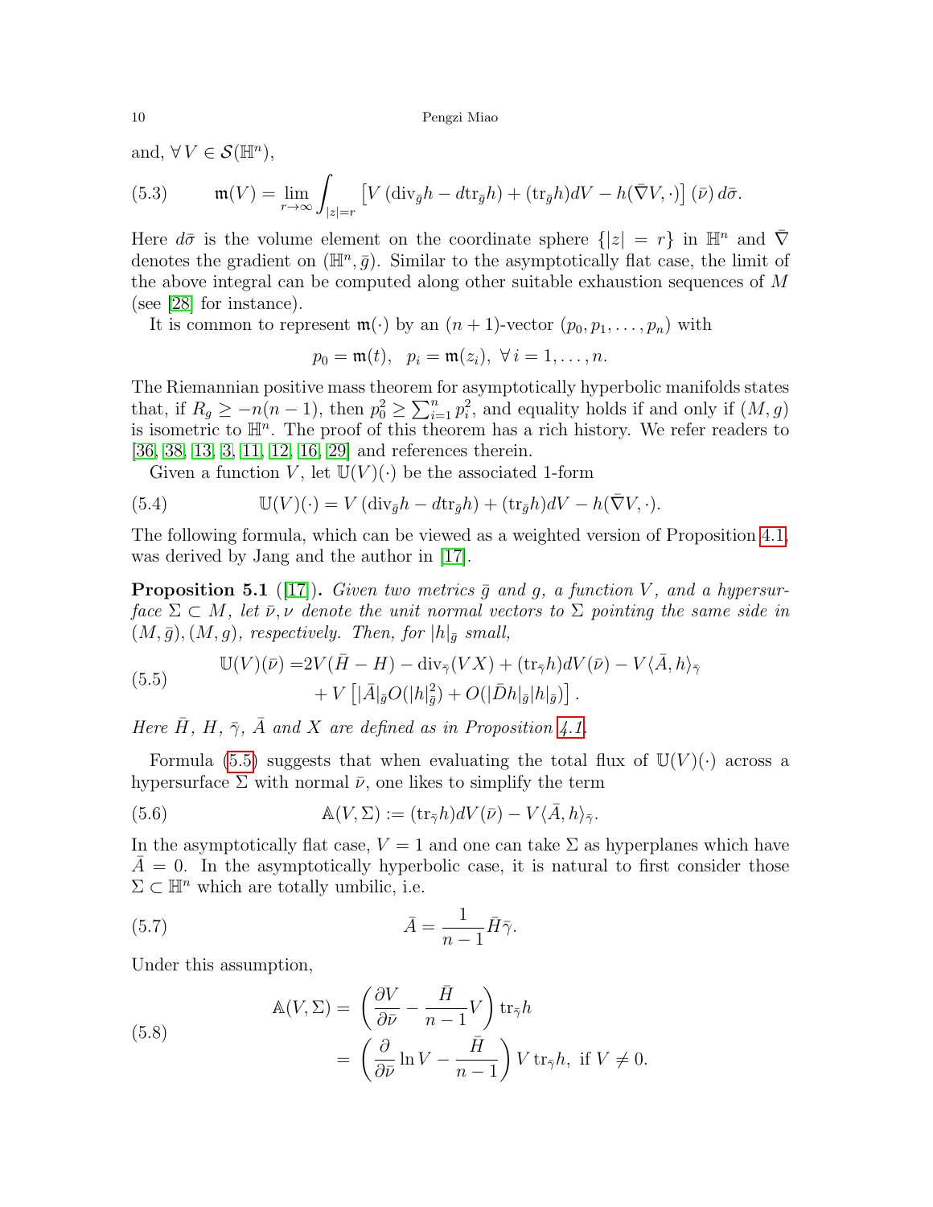and, $\forall\, V \in \mathcal{S}(\mathbb{H}^n)$,

$$\mathfrak{m}(V) = \lim_{r\to\infty} \int_{|z|=r} \left[ V \left( \operatorname{div}_{\bar g} h - d \operatorname{tr}_{\bar g} h \right) + (\operatorname{tr}_{\bar g} h) dV - h(\bar\nabla V, \cdot) \right] (\bar\nu)\, d\bar\sigma. \tag{5.3}$$

Here $d\bar\sigma$ is the volume element on the coordinate sphere $\{|z| = r\}$ in $\mathbb{H}^n$ and $\bar\nabla$ denotes the gradient on $(\mathbb{H}^n, \bar g)$. Similar to the asymptotically flat case, the limit of the above integral can be computed along other suitable exhaustion sequences of $M$ (see [28] for instance).

It is common to represent $\mathfrak{m}(\cdot)$ by an $(n+1)$-vector $(p_0, p_1, \ldots, p_n)$ with

$$p_0 = \mathfrak{m}(t), \ \ p_i = \mathfrak{m}(z_i), \ \forall\, i = 1, \ldots, n.$$

The Riemannian positive mass theorem for asymptotically hyperbolic manifolds states that, if $R_g \geq -n(n-1)$, then $p_0^2 \geq \sum_{i=1}^n p_i^2$, and equality holds if and only if $(M, g)$ is isometric to $\mathbb{H}^n$. The proof of this theorem has a rich history. We refer readers to [36, 38, 13, 3, 11, 12, 16, 29] and references therein.

Given a function $V$, let $\mathbb{U}(V)(\cdot)$ be the associated 1-form

$$\mathbb{U}(V)(\cdot) = V \left( \operatorname{div}_{\bar g} h - d \operatorname{tr}_{\bar g} h \right) + (\operatorname{tr}_{\bar g} h) dV - h(\bar\nabla V, \cdot). \tag{5.4}$$

The following formula, which can be viewed as a weighted version of Proposition 4.1, was derived by Jang and the author in [17].

**Proposition 5.1** ([17]). *Given two metrics $\bar g$ and $g$, a function $V$, and a hypersurface $\Sigma \subset M$, let $\bar\nu, \nu$ denote the unit normal vectors to $\Sigma$ pointing the same side in $(M, \bar g), (M, g)$, respectively. Then, for $|h|_{\bar g}$ small,*

$$\begin{aligned} \mathbb{U}(V)(\bar\nu) = & 2V(\bar H - H) - \operatorname{div}_{\bar\gamma}(VX) + (\operatorname{tr}_{\bar\gamma} h) dV(\bar\nu) - V \langle \bar A, h \rangle_{\bar\gamma} \\ & + V \left[ |\bar A|_{\bar g} O(|h|^2_{\bar g}) + O(|\bar D h|_{\bar g} |h|_{\bar g}) \right]. \end{aligned} \tag{5.5}$$

*Here $\bar H$, $H$, $\bar\gamma$, $\bar A$ and $X$ are defined as in Proposition 4.1.*

Formula (5.5) suggests that when evaluating the total flux of $\mathbb{U}(V)(\cdot)$ across a hypersurface $\Sigma$ with normal $\bar\nu$, one likes to simplify the term

$$\mathbb{A}(V, \Sigma) := (\operatorname{tr}_{\bar\gamma} h) dV(\bar\nu) - V \langle \bar A, h \rangle_{\bar\gamma}. \tag{5.6}$$

In the asymptotically flat case, $V = 1$ and one can take $\Sigma$ as hyperplanes which have $\bar A = 0$. In the asymptotically hyperbolic case, it is natural to first consider those $\Sigma \subset \mathbb{H}^n$ which are totally umbilic, i.e.

$$\bar A = \frac{1}{n-1} \bar H \bar\gamma. \tag{5.7}$$

Under this assumption,

$$\begin{aligned} \mathbb{A}(V, \Sigma) = & \left( \frac{\partial V}{\partial \bar\nu} - \frac{\bar H}{n-1} V \right) \operatorname{tr}_{\bar\gamma} h \\ = & \left( \frac{\partial}{\partial \bar\nu} \ln V - \frac{\bar H}{n-1} \right) V \operatorname{tr}_{\bar\gamma} h, \ \text{if } V \neq 0. \end{aligned} \tag{5.8}$$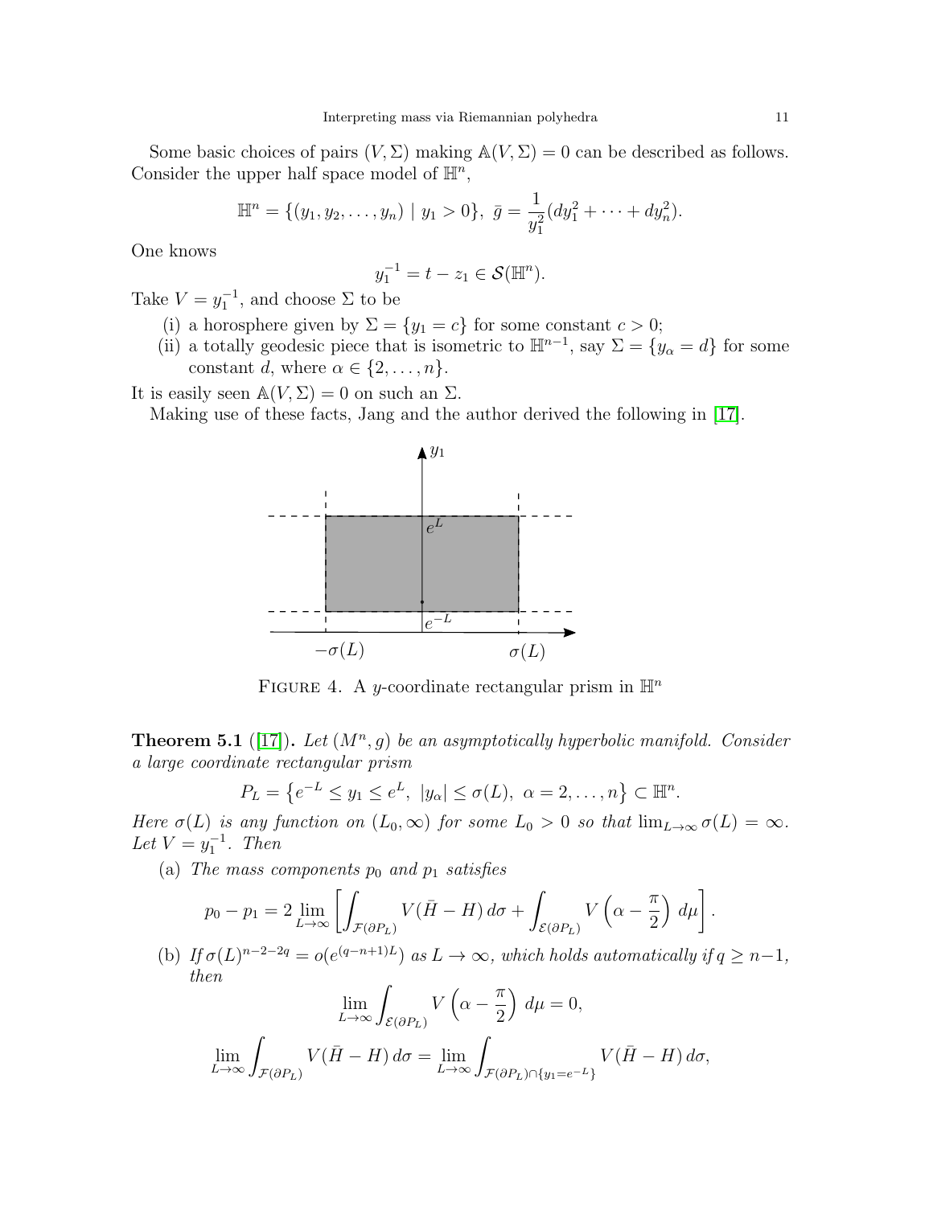Some basic choices of pairs $(V, \Sigma)$ making $\mathbb{A}(V, \Sigma) = 0$ can be described as follows. Consider the upper half space model of $\mathbb{H}^n$,

$$\mathbb{H}^n = \{(y_1, y_2, \ldots, y_n) \mid y_1 > 0\}, \ \bar{g} = \frac{1}{y_1^2}(dy_1^2 + \cdots + dy_n^2).$$

One knows

$$y_1^{-1} = t - z_1 \in \mathcal{S}(\mathbb{H}^n).$$

Take $V = y_1^{-1}$, and choose $\Sigma$ to be

(i) a horosphere given by $\Sigma = \{y_1 = c\}$ for some constant $c > 0$;

(ii) a totally geodesic piece that is isometric to $\mathbb{H}^{n-1}$, say $\Sigma = \{y_\alpha = d\}$ for some constant $d$, where $\alpha \in \{2, \ldots, n\}$.

It is easily seen $\mathbb{A}(V, \Sigma) = 0$ on such an $\Sigma$.

Making use of these facts, Jang and the author derived the following in [17].

FIGURE 4. A $y$-coordinate rectangular prism in $\mathbb{H}^n$

**Theorem 5.1** ([17]). *Let $(M^n, g)$ be an asymptotically hyperbolic manifold. Consider a large coordinate rectangular prism*

$$P_L = \left\{ e^{-L} \le y_1 \le e^L, \ |y_\alpha| \le \sigma(L), \ \alpha = 2, \ldots, n \right\} \subset \mathbb{H}^n.$$

*Here $\sigma(L)$ is any function on $(L_0, \infty)$ for some $L_0 > 0$ so that $\lim_{L \to \infty} \sigma(L) = \infty$. Let $V = y_1^{-1}$. Then*

(a) *The mass components $p_0$ and $p_1$ satisfies*

$$p_0 - p_1 = 2 \lim_{L \to \infty} \left[ \int_{\mathcal{F}(\partial P_L)} V(\bar{H} - H)\, d\sigma + \int_{\mathcal{E}(\partial P_L)} V \left( \alpha - \frac{\pi}{2} \right) d\mu \right].$$

(b) *If $\sigma(L)^{n-2-2q} = o(e^{(q-n+1)L})$ as $L \to \infty$, which holds automatically if $q \ge n-1$, then*

$$\lim_{L \to \infty} \int_{\mathcal{E}(\partial P_L)} V \left( \alpha - \frac{\pi}{2} \right) d\mu = 0,$$

$$\lim_{L \to \infty} \int_{\mathcal{F}(\partial P_L)} V(\bar{H} - H)\, d\sigma = \lim_{L \to \infty} \int_{\mathcal{F}(\partial P_L) \cap \{y_1 = e^{-L}\}} V(\bar{H} - H)\, d\sigma,$$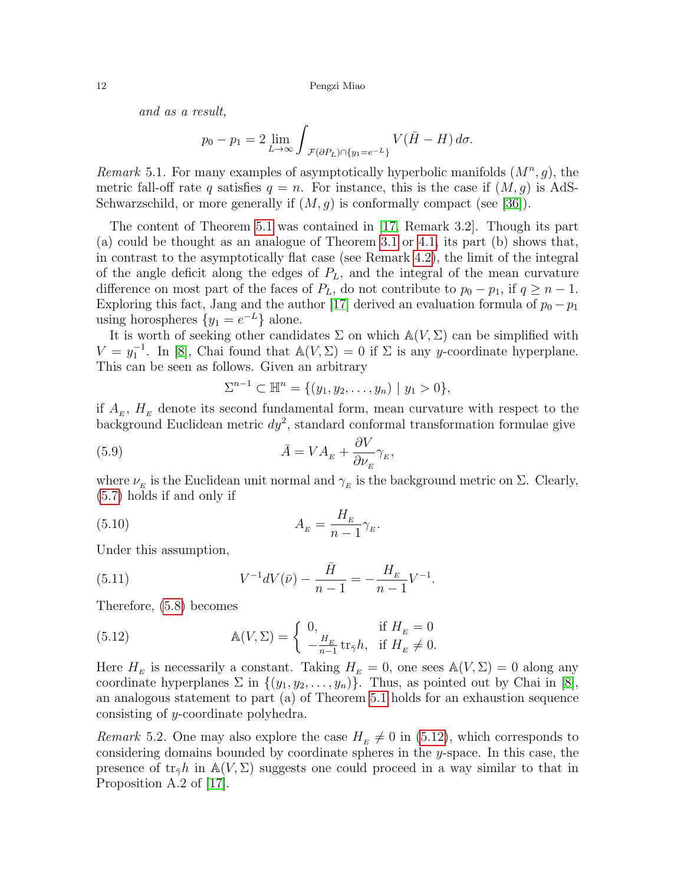*and as a result,*

$$p_0 - p_1 = 2 \lim_{L \to \infty} \int_{\mathcal{F}(\partial P_L) \cap \{y_1 = e^{-L}\}} V(\bar{H} - H)\, d\sigma.$$

*Remark* 5.1. For many examples of asymptotically hyperbolic manifolds $(M^n, g)$, the metric fall-off rate $q$ satisfies $q = n$. For instance, this is the case if $(M, g)$ is AdS-Schwarzschild, or more generally if $(M, g)$ is conformally compact (see [36]).

The content of Theorem 5.1 was contained in [17, Remark 3.2]. Though its part (a) could be thought as an analogue of Theorem 3.1 or 4.1, its part (b) shows that, in contrast to the asymptotically flat case (see Remark 4.2), the limit of the integral of the angle deficit along the edges of $P_L$, and the integral of the mean curvature difference on most part of the faces of $P_L$, do not contribute to $p_0 - p_1$, if $q \geq n - 1$. Exploring this fact, Jang and the author [17] derived an evaluation formula of $p_0 - p_1$ using horospheres $\{y_1 = e^{-L}\}$ alone.

It is worth of seeking other candidates $\Sigma$ on which $\mathbb{A}(V, \Sigma)$ can be simplified with $V = y_1^{-1}$. In [8], Chai found that $\mathbb{A}(V, \Sigma) = 0$ if $\Sigma$ is any $y$-coordinate hyperplane. This can be seen as follows. Given an arbitrary

$$\Sigma^{n-1} \subset \mathbb{H}^n = \{(y_1, y_2, \ldots, y_n) \mid y_1 > 0\},$$

if $A_{_E}$, $H_{_E}$ denote its second fundamental form, mean curvature with respect to the background Euclidean metric $dy^2$, standard conformal transformation formulae give

$$\bar{A} = V A_{_E} + \frac{\partial V}{\partial \nu_{_E}} \gamma_{_E}, \tag{5.9}$$

where $\nu_{_E}$ is the Euclidean unit normal and $\gamma_{_E}$ is the background metric on $\Sigma$. Clearly, (5.7) holds if and only if

$$A_{_E} = \frac{H_{_E}}{n-1} \gamma_{_E}. \tag{5.10}$$

Under this assumption,

$$V^{-1} dV(\bar{\nu}) - \frac{\bar{H}}{n-1} = - \frac{H_{_E}}{n-1} V^{-1}. \tag{5.11}$$

Therefore, (5.8) becomes

$$\mathbb{A}(V, \Sigma) = \begin{cases} 0, & \text{if } H_{_E} = 0 \\ -\frac{H_{_E}}{n-1} \operatorname{tr}_{\bar{\gamma}} h, & \text{if } H_{_E} \neq 0. \end{cases} \tag{5.12}$$

Here $H_{_E}$ is necessarily a constant. Taking $H_{_E} = 0$, one sees $\mathbb{A}(V, \Sigma) = 0$ along any coordinate hyperplanes $\Sigma$ in $\{(y_1, y_2, \ldots, y_n)\}$. Thus, as pointed out by Chai in [8], an analogous statement to part (a) of Theorem 5.1 holds for an exhaustion sequence consisting of $y$-coordinate polyhedra.

*Remark* 5.2. One may also explore the case $H_{_E} \neq 0$ in (5.12), which corresponds to considering domains bounded by coordinate spheres in the $y$-space. In this case, the presence of $\operatorname{tr}_{\bar{\gamma}} h$ in $\mathbb{A}(V, \Sigma)$ suggests one could proceed in a way similar to that in Proposition A.2 of [17].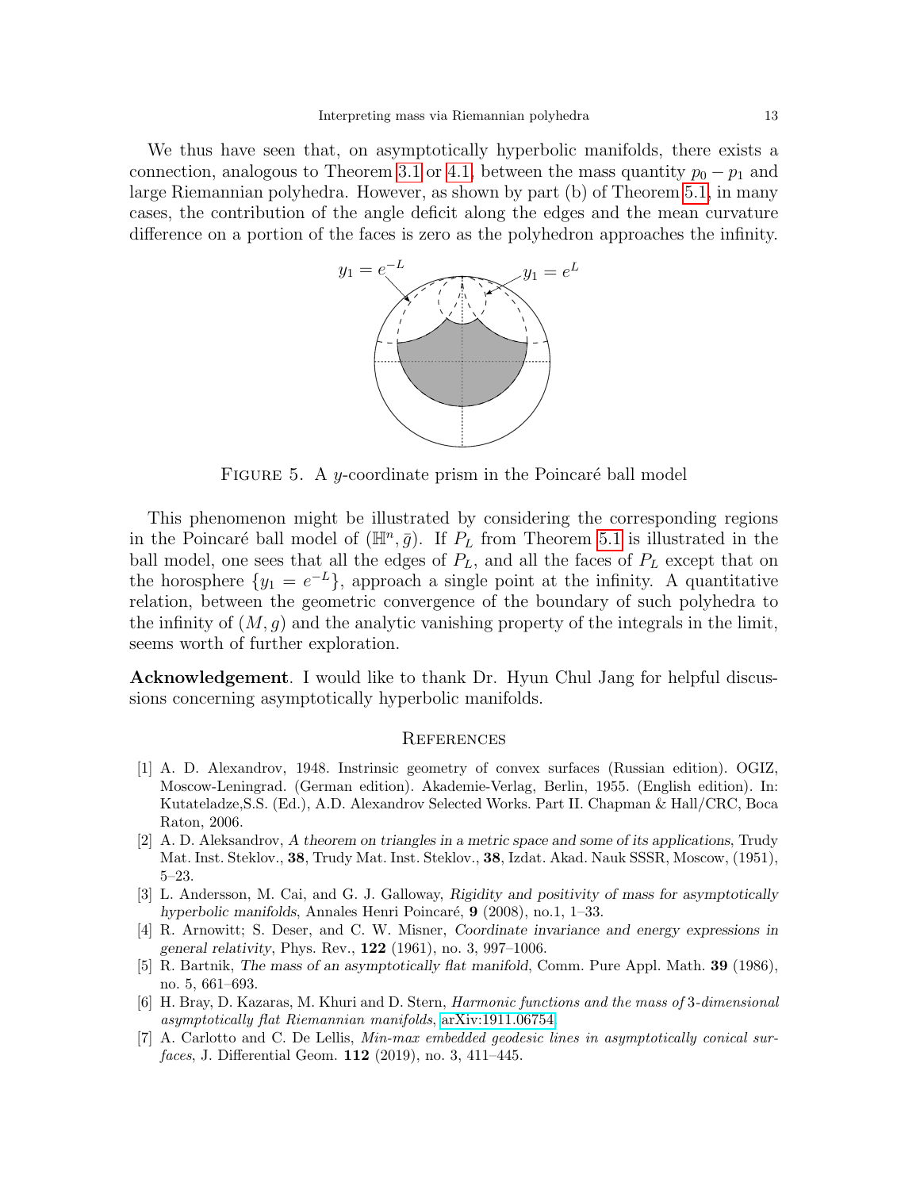We thus have seen that, on asymptotically hyperbolic manifolds, there exists a connection, analogous to Theorem 3.1 or 4.1, between the mass quantity $p_0 - p_1$ and large Riemannian polyhedra. However, as shown by part (b) of Theorem 5.1, in many cases, the contribution of the angle deficit along the edges and the mean curvature difference on a portion of the faces is zero as the polyhedron approaches the infinity.

FIGURE 5. A $y$-coordinate prism in the Poincaré ball model

This phenomenon might be illustrated by considering the corresponding regions in the Poincaré ball model of $(\mathbb{H}^n, \bar{g})$. If $P_L$ from Theorem 5.1 is illustrated in the ball model, one sees that all the edges of $P_L$, and all the faces of $P_L$ except that on the horosphere $\{y_1 = e^{-L}\}$, approach a single point at the infinity. A quantitative relation, between the geometric convergence of the boundary of such polyhedra to the infinity of $(M, g)$ and the analytic vanishing property of the integrals in the limit, seems worth of further exploration.

**Acknowledgement**. I would like to thank Dr. Hyun Chul Jang for helpful discussions concerning asymptotically hyperbolic manifolds.

## References

[1] A. D. Alexandrov, 1948. Instrinsic geometry of convex surfaces (Russian edition). OGIZ, Moscow-Leningrad. (German edition). Akademie-Verlag, Berlin, 1955. (English edition). In: Kutateladze,S.S. (Ed.), A.D. Alexandrov Selected Works. Part II. Chapman & Hall/CRC, Boca Raton, 2006.

[2] A. D. Aleksandrov, *A theorem on triangles in a metric space and some of its applications*, Trudy Mat. Inst. Steklov., **38**, Trudy Mat. Inst. Steklov., **38**, Izdat. Akad. Nauk SSSR, Moscow, (1951), 5–23.

[3] L. Andersson, M. Cai, and G. J. Galloway, *Rigidity and positivity of mass for asymptotically hyperbolic manifolds*, Annales Henri Poincaré, **9** (2008), no.1, 1–33.

[4] R. Arnowitt; S. Deser, and C. W. Misner, *Coordinate invariance and energy expressions in general relativity*, Phys. Rev., **122** (1961), no. 3, 997–1006.

[5] R. Bartnik, *The mass of an asymptotically flat manifold*, Comm. Pure Appl. Math. **39** (1986), no. 5, 661–693.

[6] H. Bray, D. Kazaras, M. Khuri and D. Stern, *Harmonic functions and the mass of 3-dimensional asymptotically flat Riemannian manifolds*, arXiv:1911.06754.

[7] A. Carlotto and C. De Lellis, *Min-max embedded geodesic lines in asymptotically conical surfaces*, J. Differential Geom. **112** (2019), no. 3, 411–445.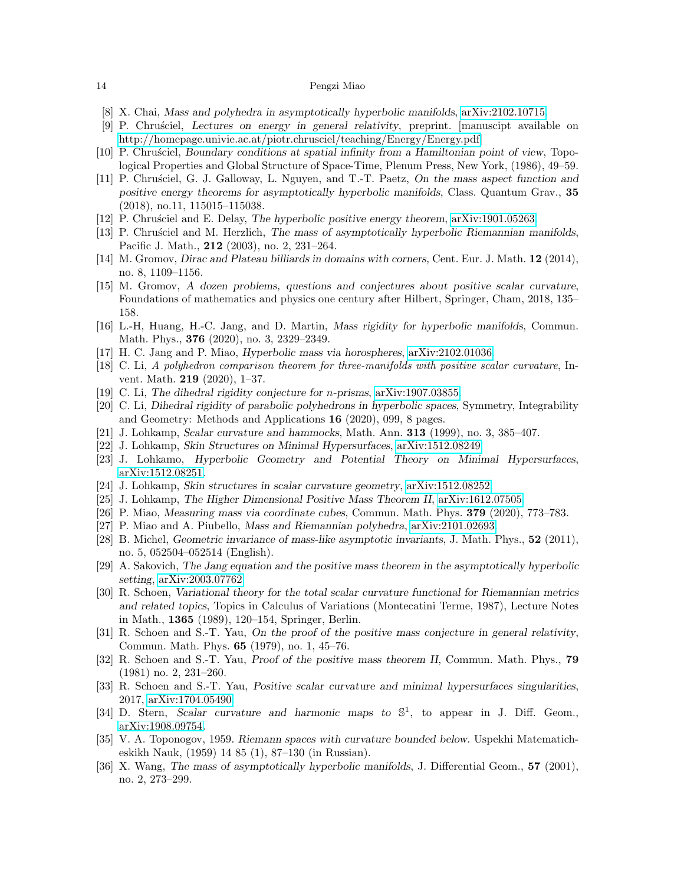[8] X. Chai, *Mass and polyhedra in asymptotically hyperbolic manifolds*, arXiv:2102.10715.

[9] P. Chruściel, *Lectures on energy in general relativity*, preprint. [manuscipt available on http://homepage.univie.ac.at/piotr.chrusciel/teaching/Energy/Energy.pdf]

[10] P. Chruściel, *Boundary conditions at spatial infinity from a Hamiltonian point of view*, Topological Properties and Global Structure of Space-Time, Plenum Press, New York, (1986), 49–59.

[11] P. Chruściel, G. J. Galloway, L. Nguyen, and T.-T. Paetz, *On the mass aspect function and positive energy theorems for asymptotically hyperbolic manifolds*, Class. Quantum Grav., **35** (2018), no.11, 115015–115038.

[12] P. Chruściel and E. Delay, *The hyperbolic positive energy theorem*, arXiv:1901.05263.

[13] P. Chruściel and M. Herzlich, *The mass of asymptotically hyperbolic Riemannian manifolds*, Pacific J. Math., **212** (2003), no. 2, 231–264.

[14] M. Gromov, *Dirac and Plateau billiards in domains with corners*, Cent. Eur. J. Math. **12** (2014), no. 8, 1109–1156.

[15] M. Gromov, *A dozen problems, questions and conjectures about positive scalar curvature*, Foundations of mathematics and physics one century after Hilbert, Springer, Cham, 2018, 135–158.

[16] L.-H, Huang, H.-C. Jang, and D. Martin, *Mass rigidity for hyperbolic manifolds*, Commun. Math. Phys., **376** (2020), no. 3, 2329–2349.

[17] H. C. Jang and P. Miao, *Hyperbolic mass via horospheres*, arXiv:2102.01036.

[18] C. Li, *A polyhedron comparison theorem for three-manifolds with positive scalar curvature*, Invent. Math. **219** (2020), 1–37.

[19] C. Li, *The dihedral rigidity conjecture for n-prisms*, arXiv:1907.03855.

[20] C. Li, *Dihedral rigidity of parabolic polyhedrons in hyperbolic spaces*, Symmetry, Integrability and Geometry: Methods and Applications **16** (2020), 099, 8 pages.

[21] J. Lohkamp, *Scalar curvature and hammocks*, Math. Ann. **313** (1999), no. 3, 385–407.

[22] J. Lohkamp, *Skin Structures on Minimal Hypersurfaces*, arXiv:1512.08249.

[23] J. Lohkamo, *Hyperbolic Geometry and Potential Theory on Minimal Hypersurfaces*, arXiv:1512.08251.

[24] J. Lohkamp, *Skin structures in scalar curvature geometry*, arXiv:1512.08252.

[25] J. Lohkamp, *The Higher Dimensional Positive Mass Theorem II*, arXiv:1612.07505.

[26] P. Miao, *Measuring mass via coordinate cubes*, Commun. Math. Phys. **379** (2020), 773–783.

[27] P. Miao and A. Piubello, *Mass and Riemannian polyhedra*, arXiv:2101.02693.

[28] B. Michel, *Geometric invariance of mass-like asymptotic invariants*, J. Math. Phys., **52** (2011), no. 5, 052504–052514 (English).

[29] A. Sakovich, *The Jang equation and the positive mass theorem in the asymptotically hyperbolic setting*, arXiv:2003.07762.

[30] R. Schoen, *Variational theory for the total scalar curvature functional for Riemannian metrics and related topics*, Topics in Calculus of Variations (Montecatini Terme, 1987), Lecture Notes in Math., **1365** (1989), 120–154, Springer, Berlin.

[31] R. Schoen and S.-T. Yau, *On the proof of the positive mass conjecture in general relativity*, Commun. Math. Phys. **65** (1979), no. 1, 45–76.

[32] R. Schoen and S.-T. Yau, *Proof of the positive mass theorem II*, Commun. Math. Phys., **79** (1981) no. 2, 231–260.

[33] R. Schoen and S.-T. Yau, *Positive scalar curvature and minimal hypersurfaces singularities*, 2017, arXiv:1704.05490.

[34] D. Stern, *Scalar curvature and harmonic maps to* $\mathbb{S}^1$, to appear in J. Diff. Geom., arXiv:1908.09754.

[35] V. A. Toponogov, 1959. *Riemann spaces with curvature bounded below*. Uspekhi Matematicheskikh Nauk, (1959) 14 85 (1), 87–130 (in Russian).

[36] X. Wang, *The mass of asymptotically hyperbolic manifolds*, J. Differential Geom., **57** (2001), no. 2, 273–299.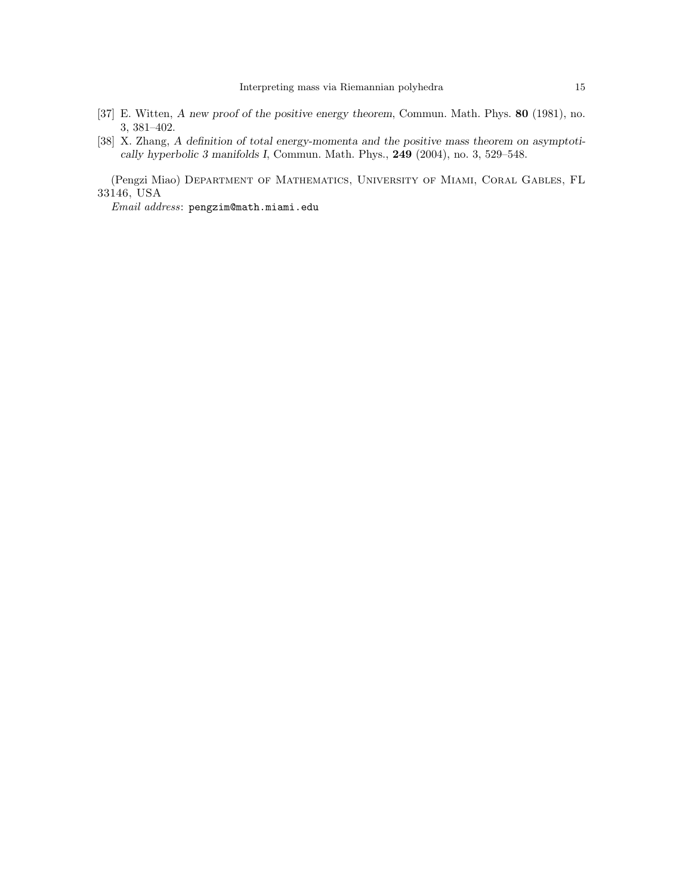[37] E. Witten, *A new proof of the positive energy theorem*, Commun. Math. Phys. **80** (1981), no. 3, 381–402.

[38] X. Zhang, *A definition of total energy-momenta and the positive mass theorem on asymptotically hyperbolic 3 manifolds I*, Commun. Math. Phys., **249** (2004), no. 3, 529–548.

(Pengzi Miao) Department of Mathematics, University of Miami, Coral Gables, FL 33146, USA

*Email address*: `pengzim@math.miami.edu`